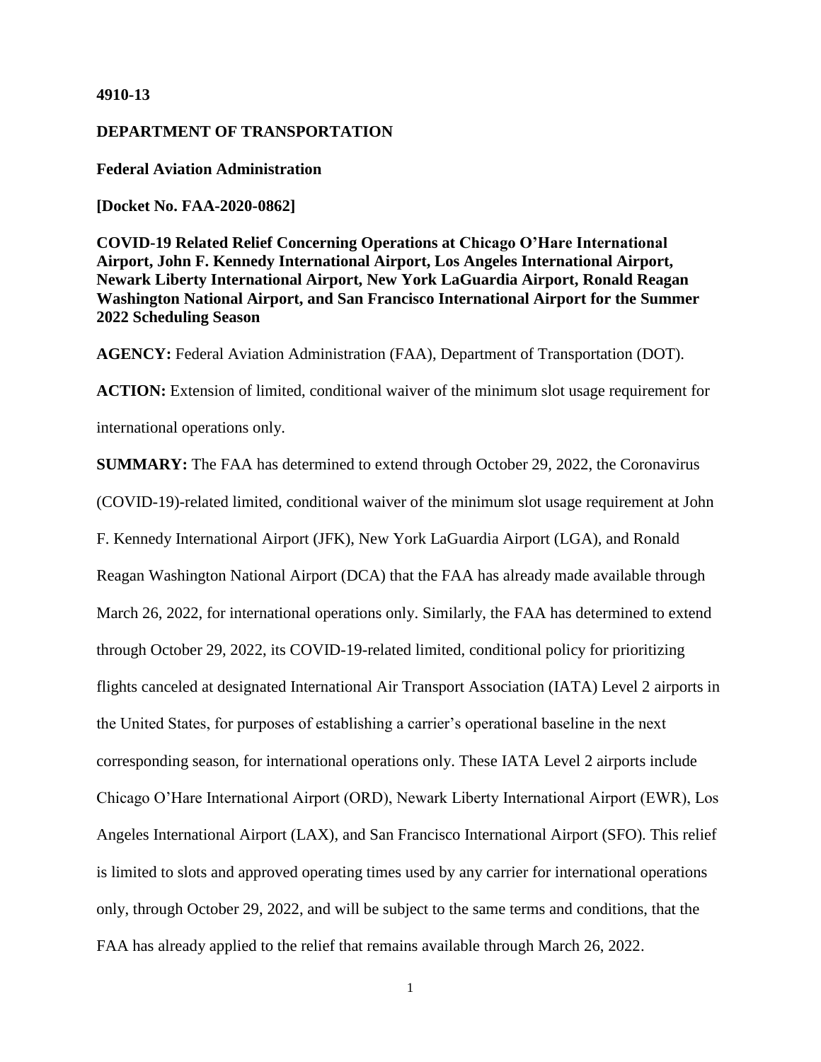**4910-13**

**DEPARTMENT OF TRANSPORTATION**

**Federal Aviation Administration**

**[Docket No. FAA-2020-0862]**

**COVID-19 Related Relief Concerning Operations at Chicago O'Hare International Airport, John F. Kennedy International Airport, Los Angeles International Airport, Newark Liberty International Airport, New York LaGuardia Airport, Ronald Reagan Washington National Airport, and San Francisco International Airport for the Summer 2022 Scheduling Season**

**AGENCY:** Federal Aviation Administration (FAA), Department of Transportation (DOT).

**ACTION:** Extension of limited, conditional waiver of the minimum slot usage requirement for international operations only.

**SUMMARY:** The FAA has determined to extend through October 29, 2022, the Coronavirus (COVID-19)-related limited, conditional waiver of the minimum slot usage requirement at John F. Kennedy International Airport (JFK), New York LaGuardia Airport (LGA), and Ronald Reagan Washington National Airport (DCA) that the FAA has already made available through March 26, 2022, for international operations only. Similarly, the FAA has determined to extend through October 29, 2022, its COVID-19-related limited, conditional policy for prioritizing flights canceled at designated International Air Transport Association (IATA) Level 2 airports in the United States, for purposes of establishing a carrier's operational baseline in the next corresponding season, for international operations only. These IATA Level 2 airports include Chicago O'Hare International Airport (ORD), Newark Liberty International Airport (EWR), Los Angeles International Airport (LAX), and San Francisco International Airport (SFO). This relief is limited to slots and approved operating times used by any carrier for international operations only, through October 29, 2022, and will be subject to the same terms and conditions, that the FAA has already applied to the relief that remains available through March 26, 2022.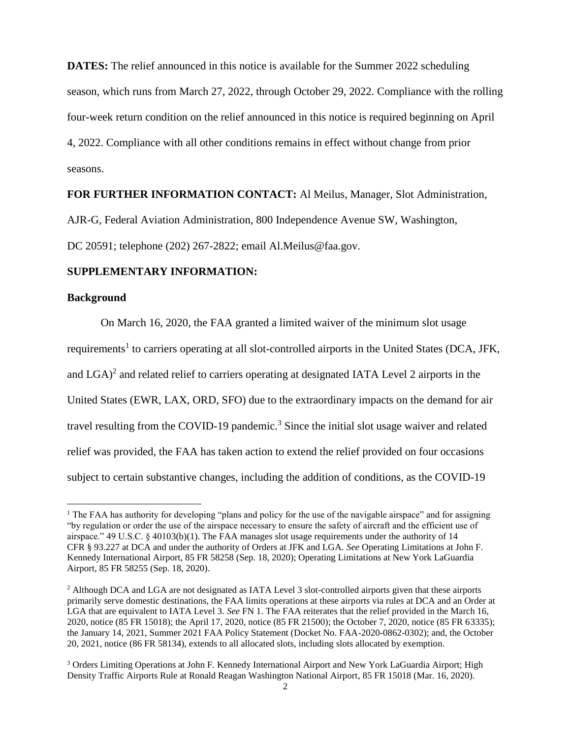**DATES:** The relief announced in this notice is available for the Summer 2022 scheduling season, which runs from March 27, 2022, through October 29, 2022. Compliance with the rolling four-week return condition on the relief announced in this notice is required beginning on April 4, 2022. Compliance with all other conditions remains in effect without change from prior seasons.

**FOR FURTHER INFORMATION CONTACT:** Al Meilus, Manager, Slot Administration, AJR-G, Federal Aviation Administration, 800 Independence Avenue SW, Washington, DC 20591; telephone (202) 267-2822; email Al.Meilus@faa.gov.

**SUPPLEMENTARY INFORMATION:**

**Background**

On March 16, 2020, the FAA granted a limited waiver of the minimum slot usage requirements[1] to carriers operating at all slot-controlled airports in the United States (DCA, JFK, and LGA)[2] and related relief to carriers operating at designated IATA Level 2 airports in the United States (EWR, LAX, ORD, SFO) due to the extraordinary impacts on the demand for air travel resulting from the COVID-19 pandemic.[3] Since the initial slot usage waiver and related relief was provided, the FAA has taken action to extend the relief provided on four occasions subject to certain substantive changes, including the addition of conditions, as the COVID-19

---

[1] The FAA has authority for developing "plans and policy for the use of the navigable airspace" and for assigning "by regulation or order the use of the airspace necessary to ensure the safety of aircraft and the efficient use of airspace." 49 U.S.C. § 40103(b)(1). The FAA manages slot usage requirements under the authority of 14 CFR § 93.227 at DCA and under the authority of Orders at JFK and LGA. *See* Operating Limitations at John F. Kennedy International Airport, 85 FR 58258 (Sep. 18, 2020); Operating Limitations at New York LaGuardia Airport, 85 FR 58255 (Sep. 18, 2020).

[2] Although DCA and LGA are not designated as IATA Level 3 slot-controlled airports given that these airports primarily serve domestic destinations, the FAA limits operations at these airports via rules at DCA and an Order at LGA that are equivalent to IATA Level 3. *See* FN 1. The FAA reiterates that the relief provided in the March 16, 2020, notice (85 FR 15018); the April 17, 2020, notice (85 FR 21500); the October 7, 2020, notice (85 FR 63335); the January 14, 2021, Summer 2021 FAA Policy Statement (Docket No. FAA-2020-0862-0302); and, the October 20, 2021, notice (86 FR 58134), extends to all allocated slots, including slots allocated by exemption.

[3] Orders Limiting Operations at John F. Kennedy International Airport and New York LaGuardia Airport; High Density Traffic Airports Rule at Ronald Reagan Washington National Airport, 85 FR 15018 (Mar. 16, 2020).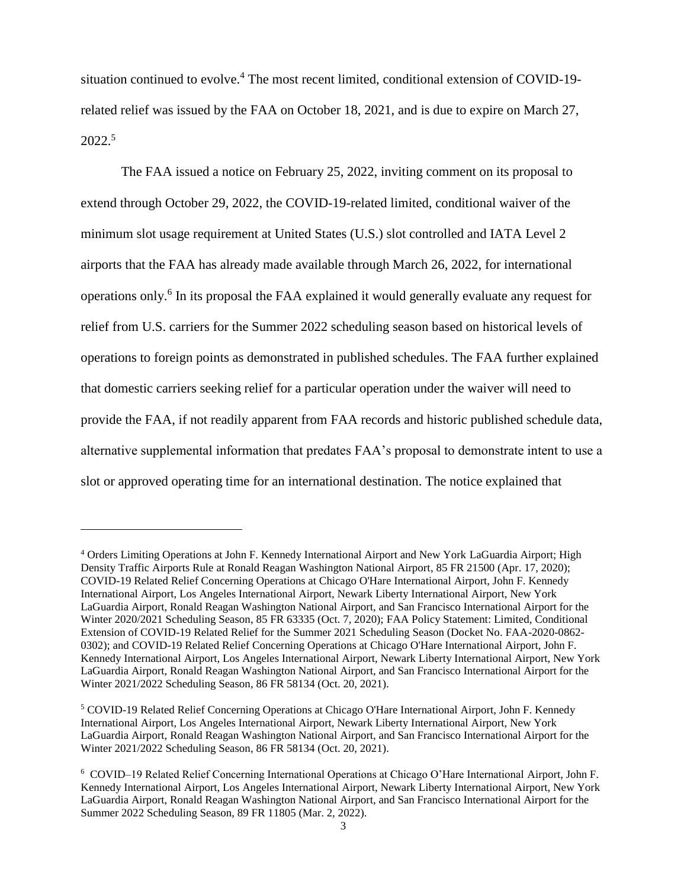situation continued to evolve.[4] The most recent limited, conditional extension of COVID-19-related relief was issued by the FAA on October 18, 2021, and is due to expire on March 27, 2022.[5]

The FAA issued a notice on February 25, 2022, inviting comment on its proposal to extend through October 29, 2022, the COVID-19-related limited, conditional waiver of the minimum slot usage requirement at United States (U.S.) slot controlled and IATA Level 2 airports that the FAA has already made available through March 26, 2022, for international operations only.[6] In its proposal the FAA explained it would generally evaluate any request for relief from U.S. carriers for the Summer 2022 scheduling season based on historical levels of operations to foreign points as demonstrated in published schedules. The FAA further explained that domestic carriers seeking relief for a particular operation under the waiver will need to provide the FAA, if not readily apparent from FAA records and historic published schedule data, alternative supplemental information that predates FAA's proposal to demonstrate intent to use a slot or approved operating time for an international destination. The notice explained that

---

[4] Orders Limiting Operations at John F. Kennedy International Airport and New York LaGuardia Airport; High Density Traffic Airports Rule at Ronald Reagan Washington National Airport, 85 FR 21500 (Apr. 17, 2020); COVID-19 Related Relief Concerning Operations at Chicago O'Hare International Airport, John F. Kennedy International Airport, Los Angeles International Airport, Newark Liberty International Airport, New York LaGuardia Airport, Ronald Reagan Washington National Airport, and San Francisco International Airport for the Winter 2020/2021 Scheduling Season, 85 FR 63335 (Oct. 7, 2020); FAA Policy Statement: Limited, Conditional Extension of COVID-19 Related Relief for the Summer 2021 Scheduling Season (Docket No. FAA-2020-0862-0302); and COVID-19 Related Relief Concerning Operations at Chicago O'Hare International Airport, John F. Kennedy International Airport, Los Angeles International Airport, Newark Liberty International Airport, New York LaGuardia Airport, Ronald Reagan Washington National Airport, and San Francisco International Airport for the Winter 2021/2022 Scheduling Season, 86 FR 58134 (Oct. 20, 2021).

[5] COVID-19 Related Relief Concerning Operations at Chicago O'Hare International Airport, John F. Kennedy International Airport, Los Angeles International Airport, Newark Liberty International Airport, New York LaGuardia Airport, Ronald Reagan Washington National Airport, and San Francisco International Airport for the Winter 2021/2022 Scheduling Season, 86 FR 58134 (Oct. 20, 2021).

[6] COVID–19 Related Relief Concerning International Operations at Chicago O'Hare International Airport, John F. Kennedy International Airport, Los Angeles International Airport, Newark Liberty International Airport, New York LaGuardia Airport, Ronald Reagan Washington National Airport, and San Francisco International Airport for the Summer 2022 Scheduling Season, 89 FR 11805 (Mar. 2, 2022).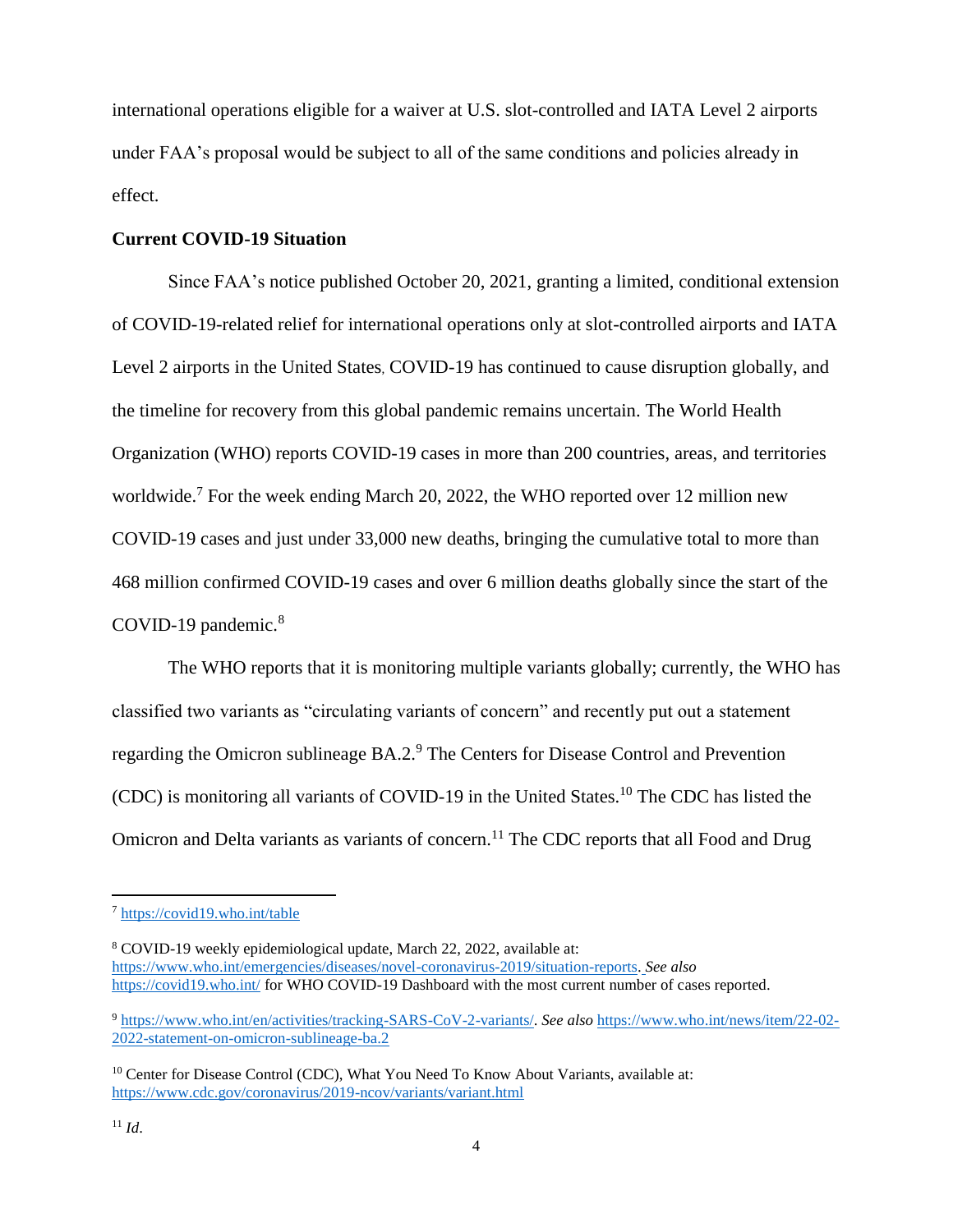international operations eligible for a waiver at U.S. slot-controlled and IATA Level 2 airports under FAA's proposal would be subject to all of the same conditions and policies already in effect.

**Current COVID-19 Situation**

Since FAA's notice published October 20, 2021, granting a limited, conditional extension of COVID-19-related relief for international operations only at slot-controlled airports and IATA Level 2 airports in the United States, COVID-19 has continued to cause disruption globally, and the timeline for recovery from this global pandemic remains uncertain. The World Health Organization (WHO) reports COVID-19 cases in more than 200 countries, areas, and territories worldwide.[7] For the week ending March 20, 2022, the WHO reported over 12 million new COVID-19 cases and just under 33,000 new deaths, bringing the cumulative total to more than 468 million confirmed COVID-19 cases and over 6 million deaths globally since the start of the COVID-19 pandemic.[8]

The WHO reports that it is monitoring multiple variants globally; currently, the WHO has classified two variants as "circulating variants of concern" and recently put out a statement regarding the Omicron sublineage BA.2.[9] The Centers for Disease Control and Prevention (CDC) is monitoring all variants of COVID-19 in the United States.[10] The CDC has listed the Omicron and Delta variants as variants of concern.[11] The CDC reports that all Food and Drug

---

[7] https://covid19.who.int/table

[8] COVID-19 weekly epidemiological update, March 22, 2022, available at: https://www.who.int/emergencies/diseases/novel-coronavirus-2019/situation-reports. *See also* https://covid19.who.int/ for WHO COVID-19 Dashboard with the most current number of cases reported.

[9] https://www.who.int/en/activities/tracking-SARS-CoV-2-variants/. *See also* https://www.who.int/news/item/22-02-2022-statement-on-omicron-sublineage-ba.2

[10] Center for Disease Control (CDC), What You Need To Know About Variants, available at: https://www.cdc.gov/coronavirus/2019-ncov/variants/variant.html

[11] *Id*.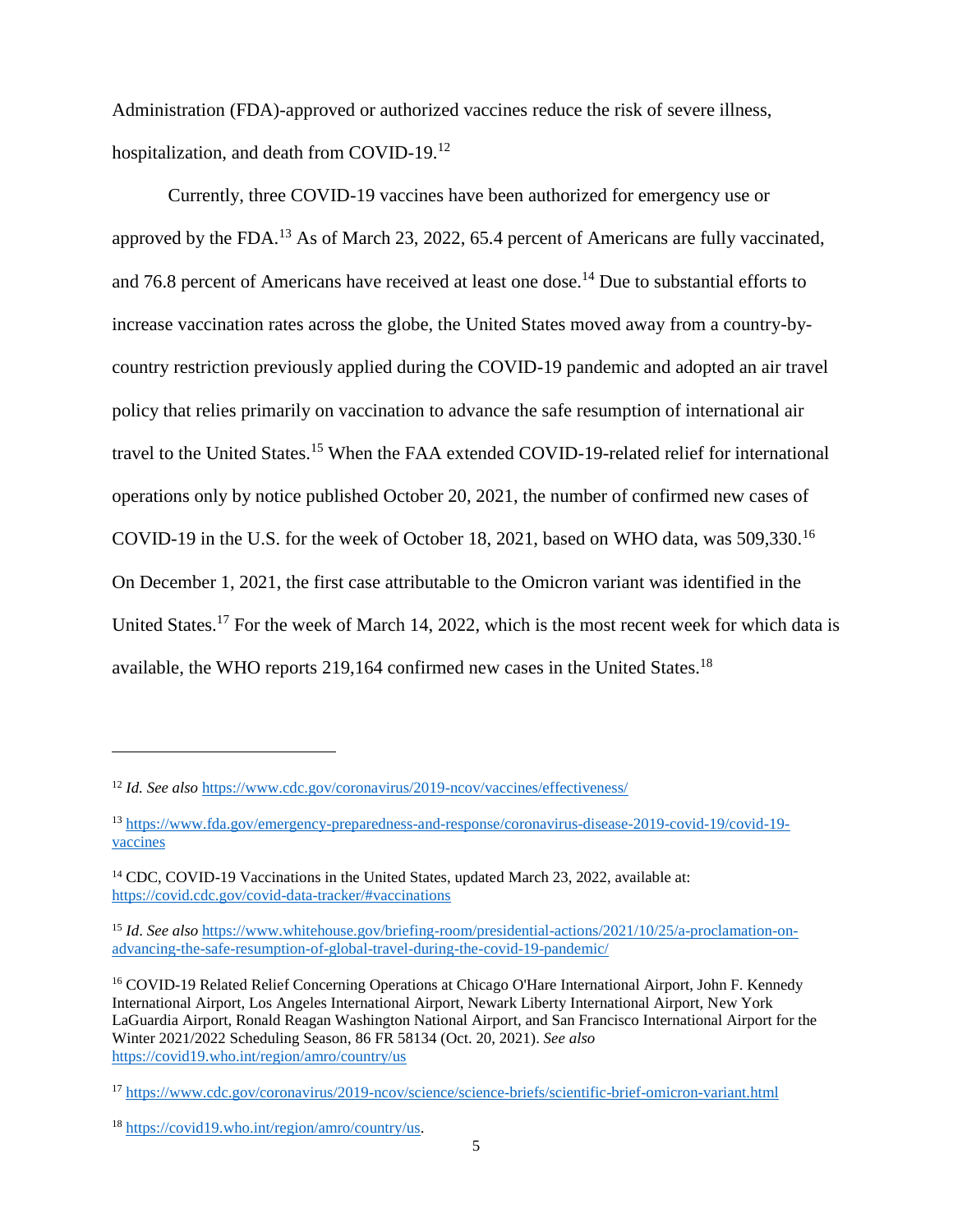Administration (FDA)-approved or authorized vaccines reduce the risk of severe illness, hospitalization, and death from COVID-19.[12]

Currently, three COVID-19 vaccines have been authorized for emergency use or approved by the FDA.[13] As of March 23, 2022, 65.4 percent of Americans are fully vaccinated, and 76.8 percent of Americans have received at least one dose.[14] Due to substantial efforts to increase vaccination rates across the globe, the United States moved away from a country-by-country restriction previously applied during the COVID-19 pandemic and adopted an air travel policy that relies primarily on vaccination to advance the safe resumption of international air travel to the United States.[15] When the FAA extended COVID-19-related relief for international operations only by notice published October 20, 2021, the number of confirmed new cases of COVID-19 in the U.S. for the week of October 18, 2021, based on WHO data, was 509,330.[16] On December 1, 2021, the first case attributable to the Omicron variant was identified in the United States.[17] For the week of March 14, 2022, which is the most recent week for which data is available, the WHO reports 219,164 confirmed new cases in the United States.[18]

---

[12] *Id. See also* https://www.cdc.gov/coronavirus/2019-ncov/vaccines/effectiveness/

[13] https://www.fda.gov/emergency-preparedness-and-response/coronavirus-disease-2019-covid-19/covid-19-vaccines

[14] CDC, COVID-19 Vaccinations in the United States, updated March 23, 2022, available at: https://covid.cdc.gov/covid-data-tracker/#vaccinations

[15] *Id*. *See also* https://www.whitehouse.gov/briefing-room/presidential-actions/2021/10/25/a-proclamation-on-advancing-the-safe-resumption-of-global-travel-during-the-covid-19-pandemic/

[16] COVID-19 Related Relief Concerning Operations at Chicago O'Hare International Airport, John F. Kennedy International Airport, Los Angeles International Airport, Newark Liberty International Airport, New York LaGuardia Airport, Ronald Reagan Washington National Airport, and San Francisco International Airport for the Winter 2021/2022 Scheduling Season, 86 FR 58134 (Oct. 20, 2021). *See also* https://covid19.who.int/region/amro/country/us

[17] https://www.cdc.gov/coronavirus/2019-ncov/science/science-briefs/scientific-brief-omicron-variant.html

[18] https://covid19.who.int/region/amro/country/us.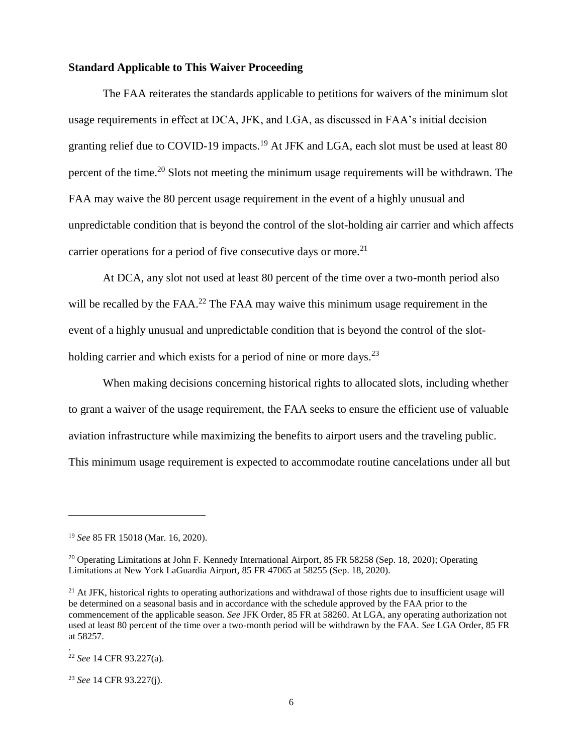**Standard Applicable to This Waiver Proceeding**

The FAA reiterates the standards applicable to petitions for waivers of the minimum slot usage requirements in effect at DCA, JFK, and LGA, as discussed in FAA's initial decision granting relief due to COVID-19 impacts.[19] At JFK and LGA, each slot must be used at least 80 percent of the time.[20] Slots not meeting the minimum usage requirements will be withdrawn. The FAA may waive the 80 percent usage requirement in the event of a highly unusual and unpredictable condition that is beyond the control of the slot-holding air carrier and which affects carrier operations for a period of five consecutive days or more.[21]

At DCA, any slot not used at least 80 percent of the time over a two-month period also will be recalled by the FAA.[22] The FAA may waive this minimum usage requirement in the event of a highly unusual and unpredictable condition that is beyond the control of the slot-holding carrier and which exists for a period of nine or more days.[23]

When making decisions concerning historical rights to allocated slots, including whether to grant a waiver of the usage requirement, the FAA seeks to ensure the efficient use of valuable aviation infrastructure while maximizing the benefits to airport users and the traveling public. This minimum usage requirement is expected to accommodate routine cancelations under all but

---

[19] *See* 85 FR 15018 (Mar. 16, 2020).

[20] Operating Limitations at John F. Kennedy International Airport, 85 FR 58258 (Sep. 18, 2020); Operating Limitations at New York LaGuardia Airport, 85 FR 47065 at 58255 (Sep. 18, 2020).

[21] At JFK, historical rights to operating authorizations and withdrawal of those rights due to insufficient usage will be determined on a seasonal basis and in accordance with the schedule approved by the FAA prior to the commencement of the applicable season. *See* JFK Order, 85 FR at 58260. At LGA, any operating authorization not used at least 80 percent of the time over a two-month period will be withdrawn by the FAA. *See* LGA Order, 85 FR at 58257.

.

[22] *See* 14 CFR 93.227(a).

[23] *See* 14 CFR 93.227(j).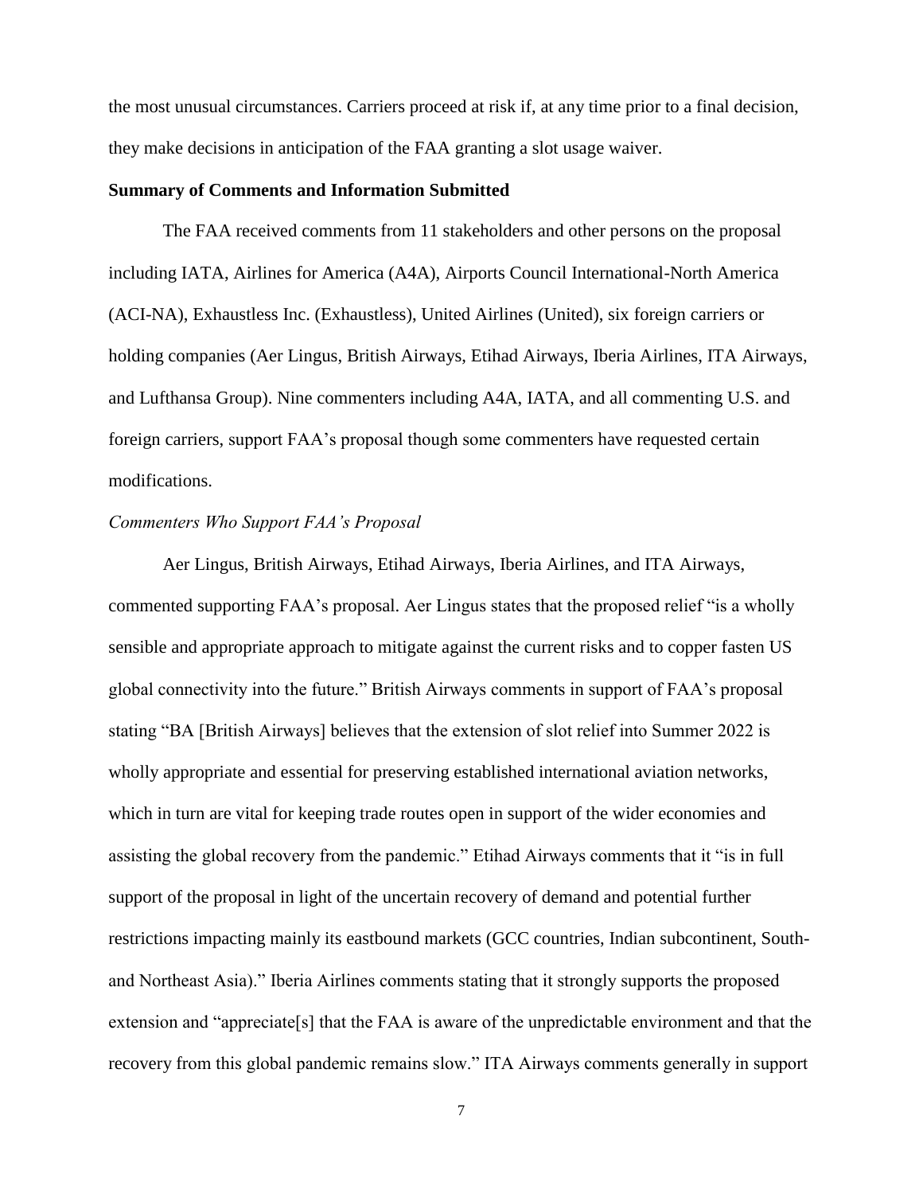the most unusual circumstances. Carriers proceed at risk if, at any time prior to a final decision, they make decisions in anticipation of the FAA granting a slot usage waiver.

**Summary of Comments and Information Submitted**

The FAA received comments from 11 stakeholders and other persons on the proposal including IATA, Airlines for America (A4A), Airports Council International-North America (ACI-NA), Exhaustless Inc. (Exhaustless), United Airlines (United), six foreign carriers or holding companies (Aer Lingus, British Airways, Etihad Airways, Iberia Airlines, ITA Airways, and Lufthansa Group). Nine commenters including A4A, IATA, and all commenting U.S. and foreign carriers, support FAA's proposal though some commenters have requested certain modifications.

*Commenters Who Support FAA's Proposal*

Aer Lingus, British Airways, Etihad Airways, Iberia Airlines, and ITA Airways, commented supporting FAA's proposal. Aer Lingus states that the proposed relief "is a wholly sensible and appropriate approach to mitigate against the current risks and to copper fasten US global connectivity into the future." British Airways comments in support of FAA's proposal stating "BA [British Airways] believes that the extension of slot relief into Summer 2022 is wholly appropriate and essential for preserving established international aviation networks, which in turn are vital for keeping trade routes open in support of the wider economies and assisting the global recovery from the pandemic." Etihad Airways comments that it "is in full support of the proposal in light of the uncertain recovery of demand and potential further restrictions impacting mainly its eastbound markets (GCC countries, Indian subcontinent, South- and Northeast Asia)." Iberia Airlines comments stating that it strongly supports the proposed extension and "appreciate[s] that the FAA is aware of the unpredictable environment and that the recovery from this global pandemic remains slow." ITA Airways comments generally in support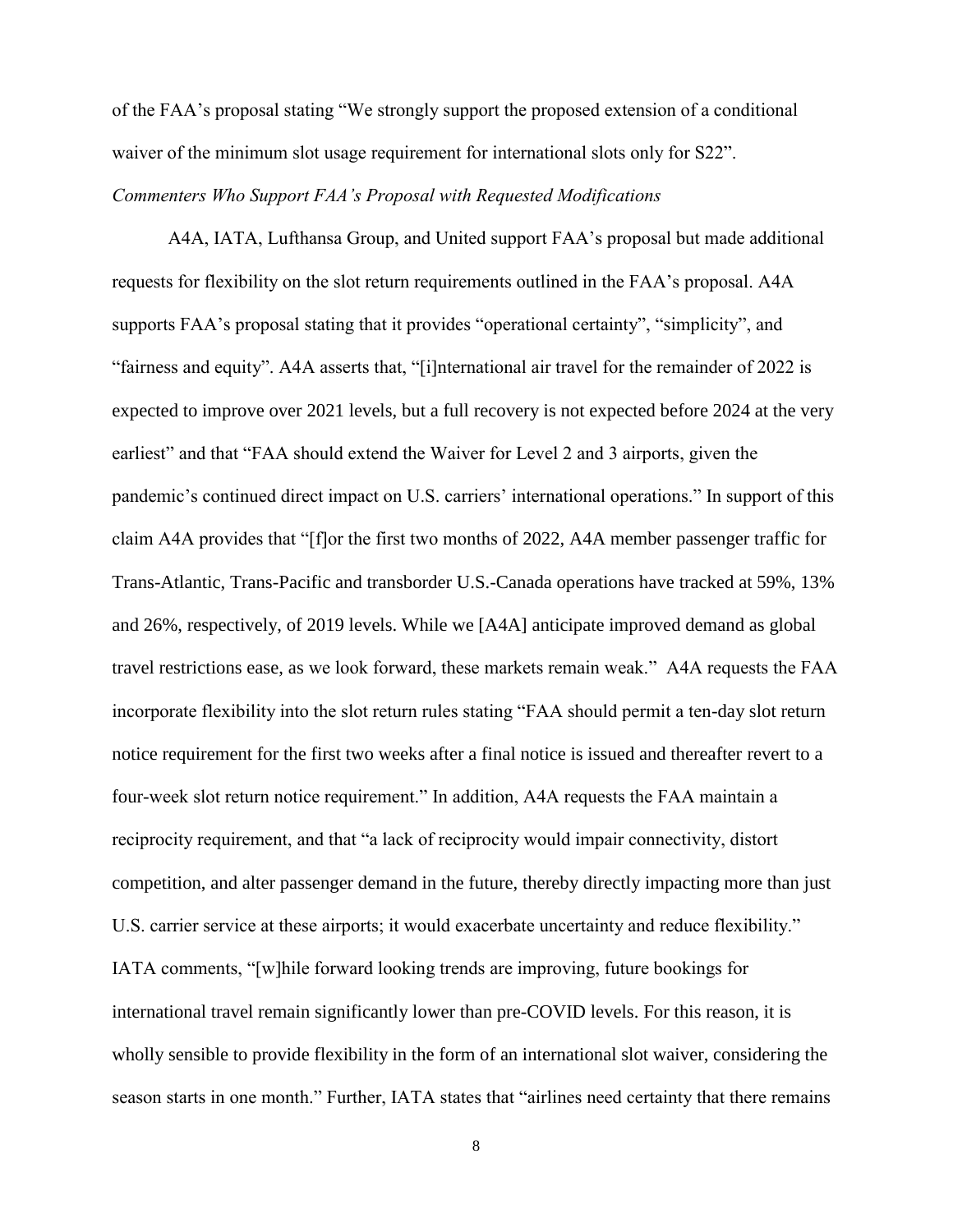of the FAA's proposal stating "We strongly support the proposed extension of a conditional waiver of the minimum slot usage requirement for international slots only for S22".

*Commenters Who Support FAA's Proposal with Requested Modifications*

A4A, IATA, Lufthansa Group, and United support FAA's proposal but made additional requests for flexibility on the slot return requirements outlined in the FAA's proposal. A4A supports FAA's proposal stating that it provides "operational certainty", "simplicity", and "fairness and equity". A4A asserts that, "[i]nternational air travel for the remainder of 2022 is expected to improve over 2021 levels, but a full recovery is not expected before 2024 at the very earliest" and that "FAA should extend the Waiver for Level 2 and 3 airports, given the pandemic's continued direct impact on U.S. carriers' international operations." In support of this claim A4A provides that "[f]or the first two months of 2022, A4A member passenger traffic for Trans-Atlantic, Trans-Pacific and transborder U.S.-Canada operations have tracked at 59%, 13% and 26%, respectively, of 2019 levels. While we [A4A] anticipate improved demand as global travel restrictions ease, as we look forward, these markets remain weak." A4A requests the FAA incorporate flexibility into the slot return rules stating "FAA should permit a ten-day slot return notice requirement for the first two weeks after a final notice is issued and thereafter revert to a four-week slot return notice requirement." In addition, A4A requests the FAA maintain a reciprocity requirement, and that "a lack of reciprocity would impair connectivity, distort competition, and alter passenger demand in the future, thereby directly impacting more than just U.S. carrier service at these airports; it would exacerbate uncertainty and reduce flexibility." IATA comments, "[w]hile forward looking trends are improving, future bookings for international travel remain significantly lower than pre-COVID levels. For this reason, it is wholly sensible to provide flexibility in the form of an international slot waiver, considering the season starts in one month." Further, IATA states that "airlines need certainty that there remains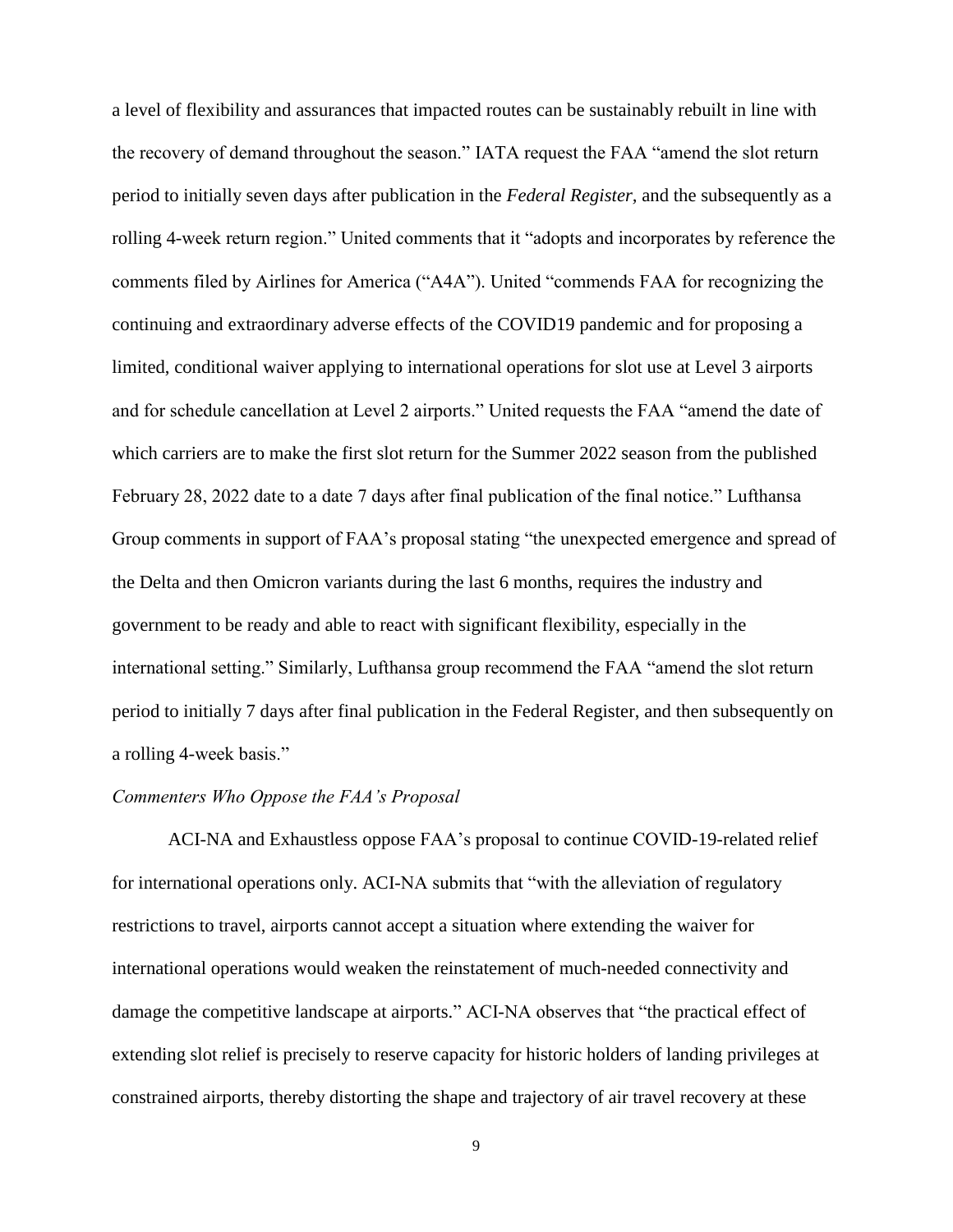a level of flexibility and assurances that impacted routes can be sustainably rebuilt in line with the recovery of demand throughout the season." IATA request the FAA "amend the slot return period to initially seven days after publication in the *Federal Register*, and the subsequently as a rolling 4-week return region." United comments that it "adopts and incorporates by reference the comments filed by Airlines for America ("A4A"). United "commends FAA for recognizing the continuing and extraordinary adverse effects of the COVID19 pandemic and for proposing a limited, conditional waiver applying to international operations for slot use at Level 3 airports and for schedule cancellation at Level 2 airports." United requests the FAA "amend the date of which carriers are to make the first slot return for the Summer 2022 season from the published February 28, 2022 date to a date 7 days after final publication of the final notice." Lufthansa Group comments in support of FAA's proposal stating "the unexpected emergence and spread of the Delta and then Omicron variants during the last 6 months, requires the industry and government to be ready and able to react with significant flexibility, especially in the international setting." Similarly, Lufthansa group recommend the FAA "amend the slot return period to initially 7 days after final publication in the Federal Register, and then subsequently on a rolling 4-week basis."

*Commenters Who Oppose the FAA's Proposal*

ACI-NA and Exhaustless oppose FAA's proposal to continue COVID-19-related relief for international operations only. ACI-NA submits that "with the alleviation of regulatory restrictions to travel, airports cannot accept a situation where extending the waiver for international operations would weaken the reinstatement of much-needed connectivity and damage the competitive landscape at airports." ACI-NA observes that "the practical effect of extending slot relief is precisely to reserve capacity for historic holders of landing privileges at constrained airports, thereby distorting the shape and trajectory of air travel recovery at these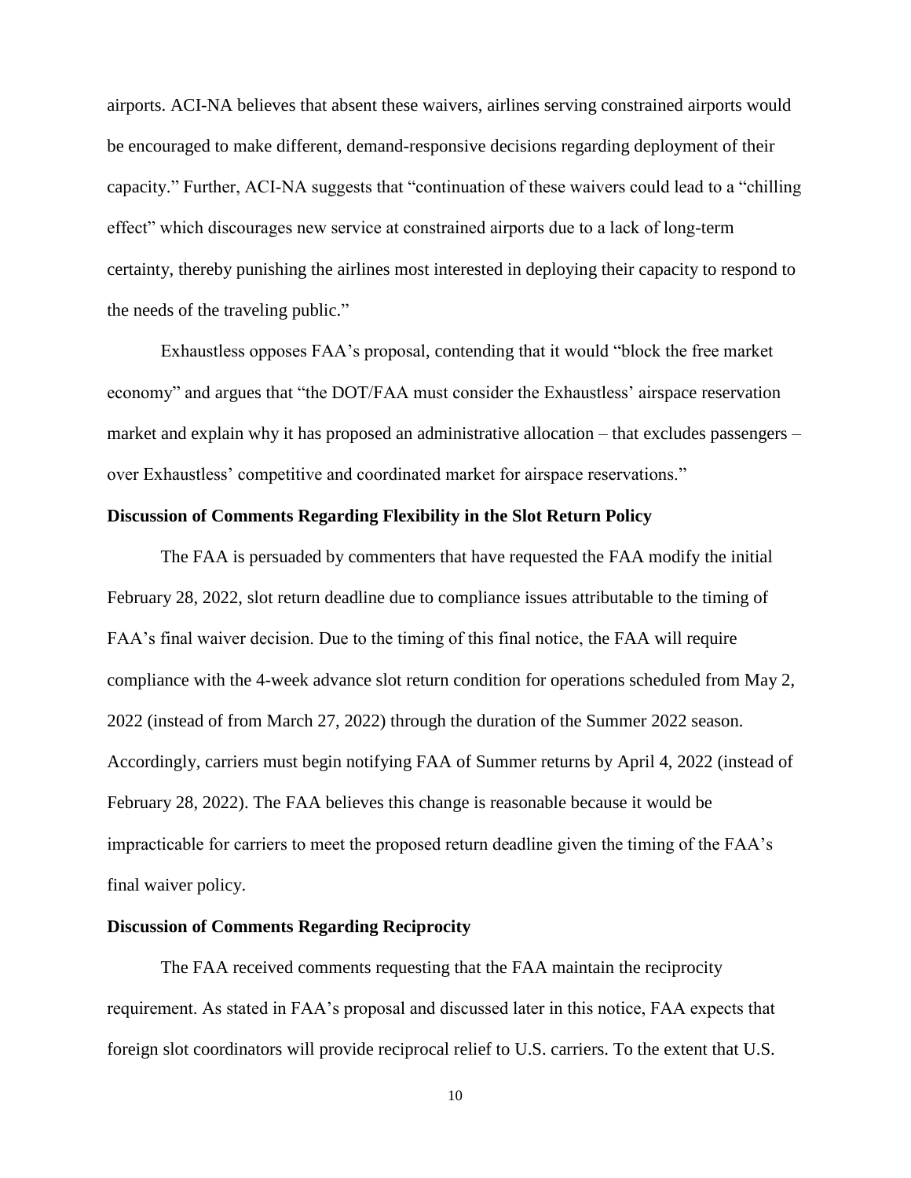airports. ACI-NA believes that absent these waivers, airlines serving constrained airports would be encouraged to make different, demand-responsive decisions regarding deployment of their capacity." Further, ACI-NA suggests that "continuation of these waivers could lead to a "chilling effect" which discourages new service at constrained airports due to a lack of long-term certainty, thereby punishing the airlines most interested in deploying their capacity to respond to the needs of the traveling public."

Exhaustless opposes FAA's proposal, contending that it would "block the free market economy" and argues that "the DOT/FAA must consider the Exhaustless' airspace reservation market and explain why it has proposed an administrative allocation – that excludes passengers – over Exhaustless' competitive and coordinated market for airspace reservations."

**Discussion of Comments Regarding Flexibility in the Slot Return Policy**

The FAA is persuaded by commenters that have requested the FAA modify the initial February 28, 2022, slot return deadline due to compliance issues attributable to the timing of FAA's final waiver decision. Due to the timing of this final notice, the FAA will require compliance with the 4-week advance slot return condition for operations scheduled from May 2, 2022 (instead of from March 27, 2022) through the duration of the Summer 2022 season. Accordingly, carriers must begin notifying FAA of Summer returns by April 4, 2022 (instead of February 28, 2022). The FAA believes this change is reasonable because it would be impracticable for carriers to meet the proposed return deadline given the timing of the FAA's final waiver policy.

**Discussion of Comments Regarding Reciprocity**

The FAA received comments requesting that the FAA maintain the reciprocity requirement. As stated in FAA's proposal and discussed later in this notice, FAA expects that foreign slot coordinators will provide reciprocal relief to U.S. carriers. To the extent that U.S.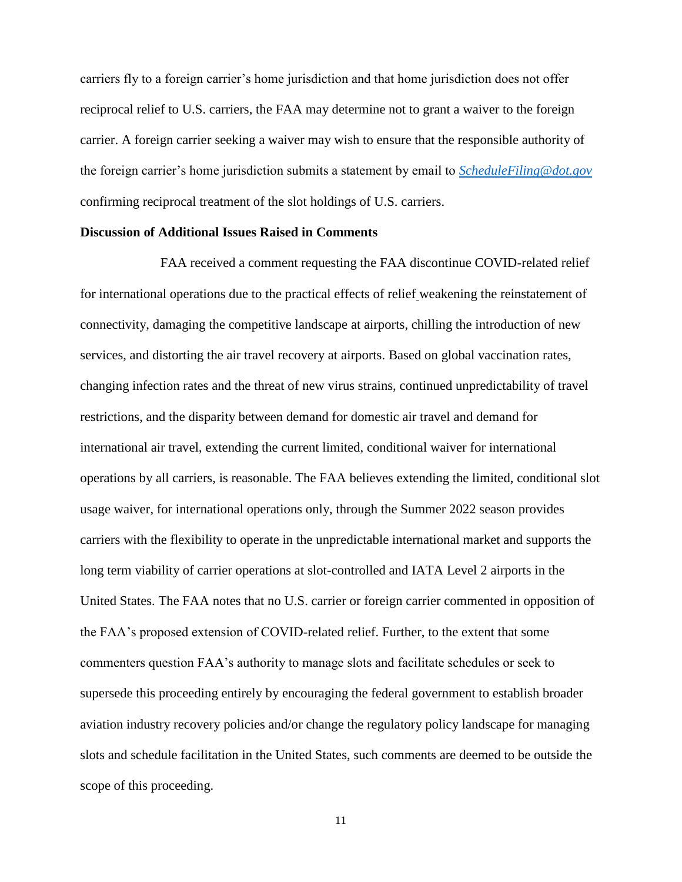carriers fly to a foreign carrier's home jurisdiction and that home jurisdiction does not offer reciprocal relief to U.S. carriers, the FAA may determine not to grant a waiver to the foreign carrier. A foreign carrier seeking a waiver may wish to ensure that the responsible authority of the foreign carrier's home jurisdiction submits a statement by email to *ScheduleFiling@dot.gov* confirming reciprocal treatment of the slot holdings of U.S. carriers.

**Discussion of Additional Issues Raised in Comments**

FAA received a comment requesting the FAA discontinue COVID-related relief for international operations due to the practical effects of relief weakening the reinstatement of connectivity, damaging the competitive landscape at airports, chilling the introduction of new services, and distorting the air travel recovery at airports. Based on global vaccination rates, changing infection rates and the threat of new virus strains, continued unpredictability of travel restrictions, and the disparity between demand for domestic air travel and demand for international air travel, extending the current limited, conditional waiver for international operations by all carriers, is reasonable. The FAA believes extending the limited, conditional slot usage waiver, for international operations only, through the Summer 2022 season provides carriers with the flexibility to operate in the unpredictable international market and supports the long term viability of carrier operations at slot-controlled and IATA Level 2 airports in the United States. The FAA notes that no U.S. carrier or foreign carrier commented in opposition of the FAA's proposed extension of COVID-related relief. Further, to the extent that some commenters question FAA's authority to manage slots and facilitate schedules or seek to supersede this proceeding entirely by encouraging the federal government to establish broader aviation industry recovery policies and/or change the regulatory policy landscape for managing slots and schedule facilitation in the United States, such comments are deemed to be outside the scope of this proceeding.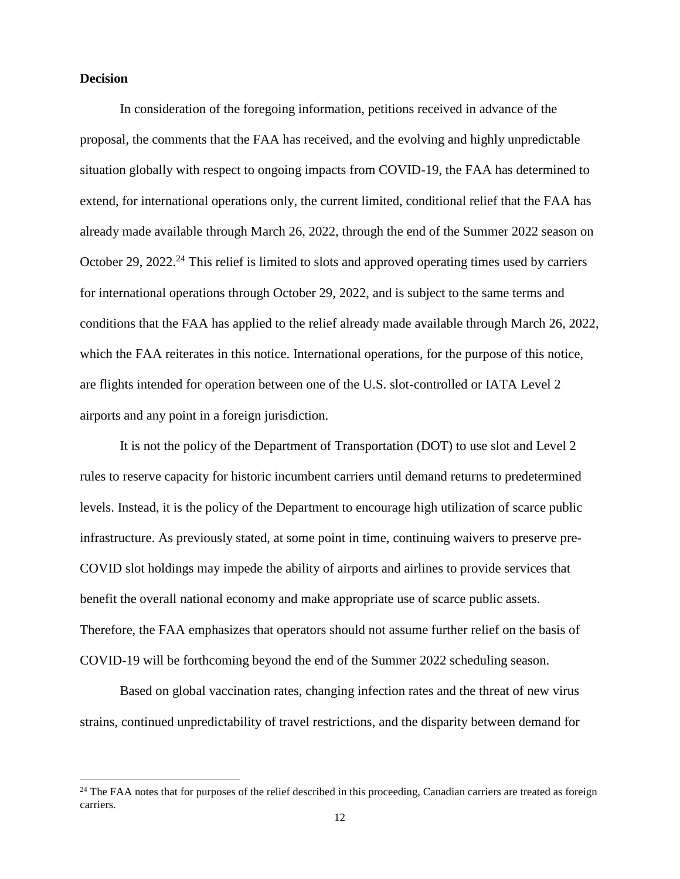**Decision**

In consideration of the foregoing information, petitions received in advance of the proposal, the comments that the FAA has received, and the evolving and highly unpredictable situation globally with respect to ongoing impacts from COVID-19, the FAA has determined to extend, for international operations only, the current limited, conditional relief that the FAA has already made available through March 26, 2022, through the end of the Summer 2022 season on October 29, 2022.[24] This relief is limited to slots and approved operating times used by carriers for international operations through October 29, 2022, and is subject to the same terms and conditions that the FAA has applied to the relief already made available through March 26, 2022, which the FAA reiterates in this notice. International operations, for the purpose of this notice, are flights intended for operation between one of the U.S. slot-controlled or IATA Level 2 airports and any point in a foreign jurisdiction.

It is not the policy of the Department of Transportation (DOT) to use slot and Level 2 rules to reserve capacity for historic incumbent carriers until demand returns to predetermined levels. Instead, it is the policy of the Department to encourage high utilization of scarce public infrastructure. As previously stated, at some point in time, continuing waivers to preserve pre-COVID slot holdings may impede the ability of airports and airlines to provide services that benefit the overall national economy and make appropriate use of scarce public assets. Therefore, the FAA emphasizes that operators should not assume further relief on the basis of COVID-19 will be forthcoming beyond the end of the Summer 2022 scheduling season.

Based on global vaccination rates, changing infection rates and the threat of new virus strains, continued unpredictability of travel restrictions, and the disparity between demand for

[24] The FAA notes that for purposes of the relief described in this proceeding, Canadian carriers are treated as foreign carriers.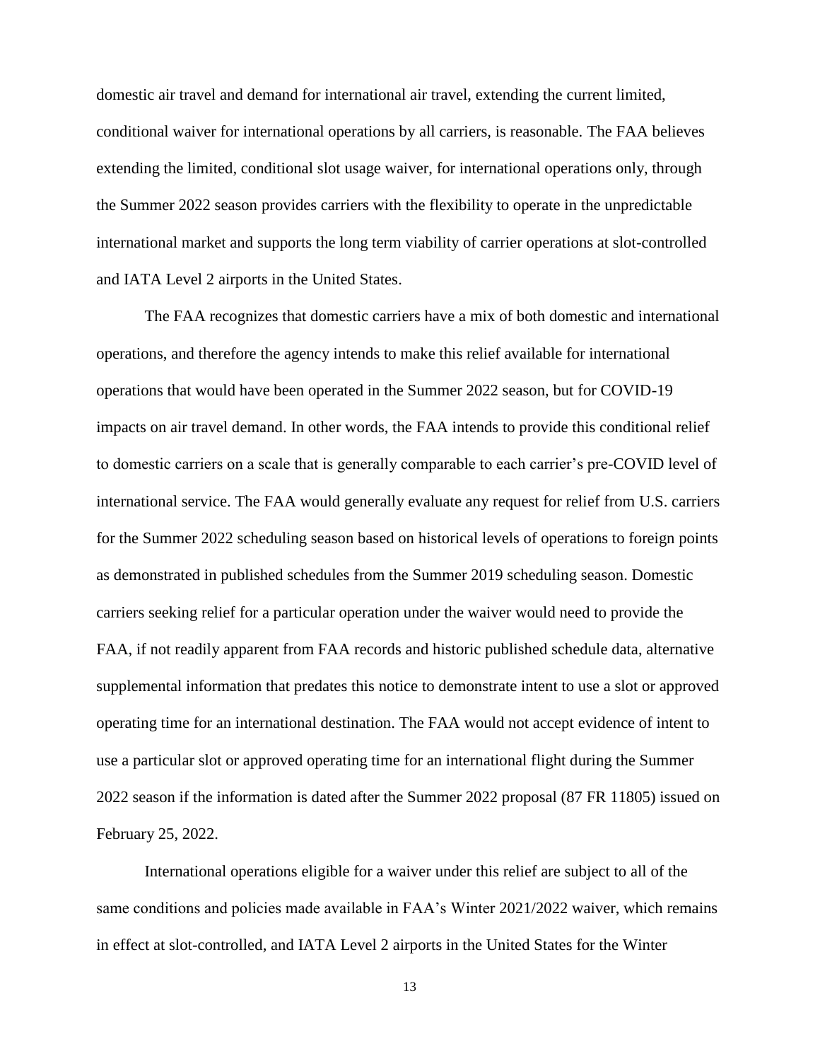domestic air travel and demand for international air travel, extending the current limited, conditional waiver for international operations by all carriers, is reasonable. The FAA believes extending the limited, conditional slot usage waiver, for international operations only, through the Summer 2022 season provides carriers with the flexibility to operate in the unpredictable international market and supports the long term viability of carrier operations at slot-controlled and IATA Level 2 airports in the United States.

The FAA recognizes that domestic carriers have a mix of both domestic and international operations, and therefore the agency intends to make this relief available for international operations that would have been operated in the Summer 2022 season, but for COVID-19 impacts on air travel demand. In other words, the FAA intends to provide this conditional relief to domestic carriers on a scale that is generally comparable to each carrier's pre-COVID level of international service. The FAA would generally evaluate any request for relief from U.S. carriers for the Summer 2022 scheduling season based on historical levels of operations to foreign points as demonstrated in published schedules from the Summer 2019 scheduling season. Domestic carriers seeking relief for a particular operation under the waiver would need to provide the FAA, if not readily apparent from FAA records and historic published schedule data, alternative supplemental information that predates this notice to demonstrate intent to use a slot or approved operating time for an international destination. The FAA would not accept evidence of intent to use a particular slot or approved operating time for an international flight during the Summer 2022 season if the information is dated after the Summer 2022 proposal (87 FR 11805) issued on February 25, 2022.

International operations eligible for a waiver under this relief are subject to all of the same conditions and policies made available in FAA's Winter 2021/2022 waiver, which remains in effect at slot-controlled, and IATA Level 2 airports in the United States for the Winter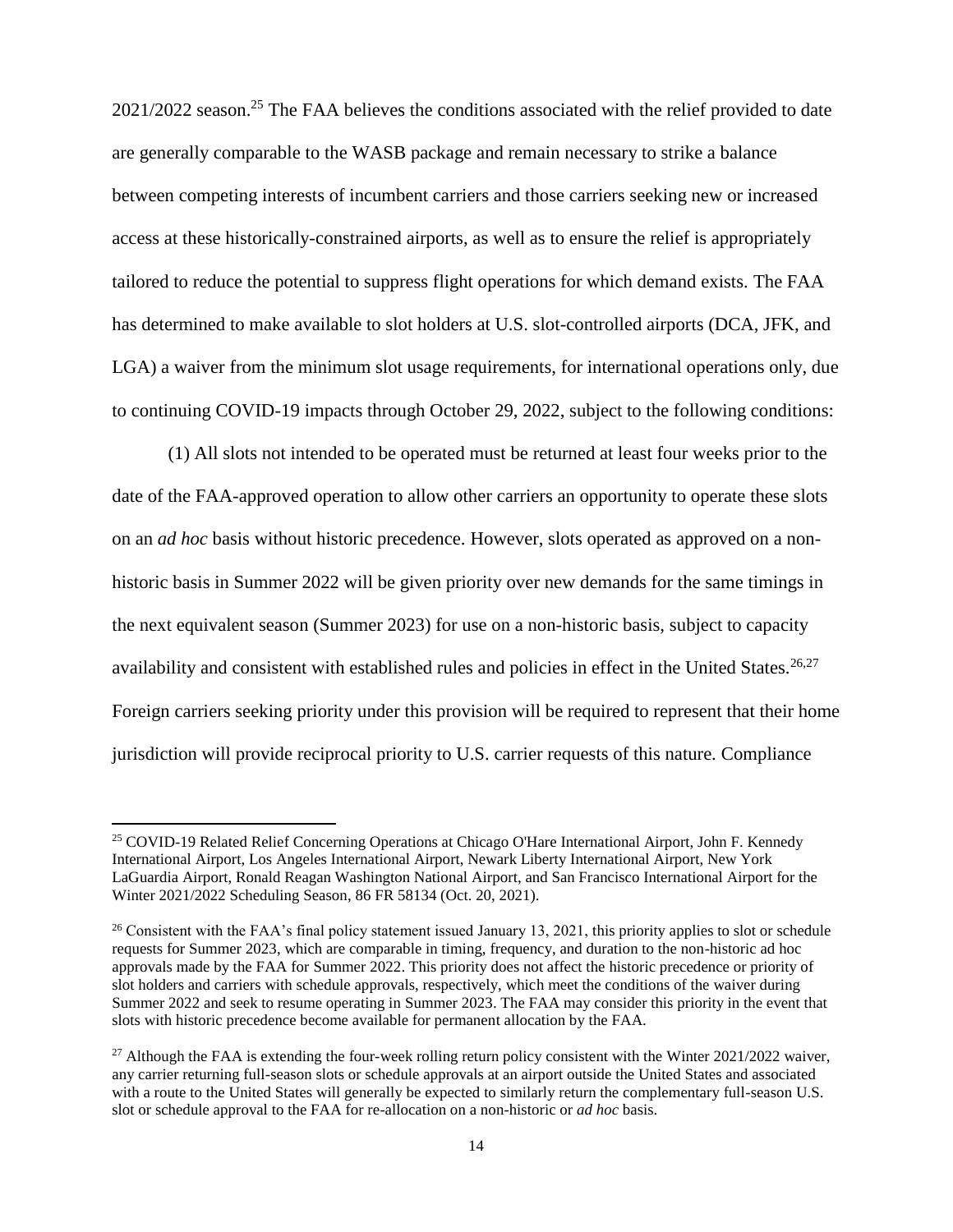2021/2022 season.[25] The FAA believes the conditions associated with the relief provided to date are generally comparable to the WASB package and remain necessary to strike a balance between competing interests of incumbent carriers and those carriers seeking new or increased access at these historically-constrained airports, as well as to ensure the relief is appropriately tailored to reduce the potential to suppress flight operations for which demand exists. The FAA has determined to make available to slot holders at U.S. slot-controlled airports (DCA, JFK, and LGA) a waiver from the minimum slot usage requirements, for international operations only, due to continuing COVID-19 impacts through October 29, 2022, subject to the following conditions:

(1) All slots not intended to be operated must be returned at least four weeks prior to the date of the FAA-approved operation to allow other carriers an opportunity to operate these slots on an *ad hoc* basis without historic precedence. However, slots operated as approved on a non-historic basis in Summer 2022 will be given priority over new demands for the same timings in the next equivalent season (Summer 2023) for use on a non-historic basis, subject to capacity availability and consistent with established rules and policies in effect in the United States.[26,27] Foreign carriers seeking priority under this provision will be required to represent that their home jurisdiction will provide reciprocal priority to U.S. carrier requests of this nature. Compliance

---

[25] COVID-19 Related Relief Concerning Operations at Chicago O'Hare International Airport, John F. Kennedy International Airport, Los Angeles International Airport, Newark Liberty International Airport, New York LaGuardia Airport, Ronald Reagan Washington National Airport, and San Francisco International Airport for the Winter 2021/2022 Scheduling Season, 86 FR 58134 (Oct. 20, 2021).

[26] Consistent with the FAA's final policy statement issued January 13, 2021, this priority applies to slot or schedule requests for Summer 2023, which are comparable in timing, frequency, and duration to the non-historic ad hoc approvals made by the FAA for Summer 2022. This priority does not affect the historic precedence or priority of slot holders and carriers with schedule approvals, respectively, which meet the conditions of the waiver during Summer 2022 and seek to resume operating in Summer 2023. The FAA may consider this priority in the event that slots with historic precedence become available for permanent allocation by the FAA.

[27] Although the FAA is extending the four-week rolling return policy consistent with the Winter 2021/2022 waiver, any carrier returning full-season slots or schedule approvals at an airport outside the United States and associated with a route to the United States will generally be expected to similarly return the complementary full-season U.S. slot or schedule approval to the FAA for re-allocation on a non-historic or *ad hoc* basis.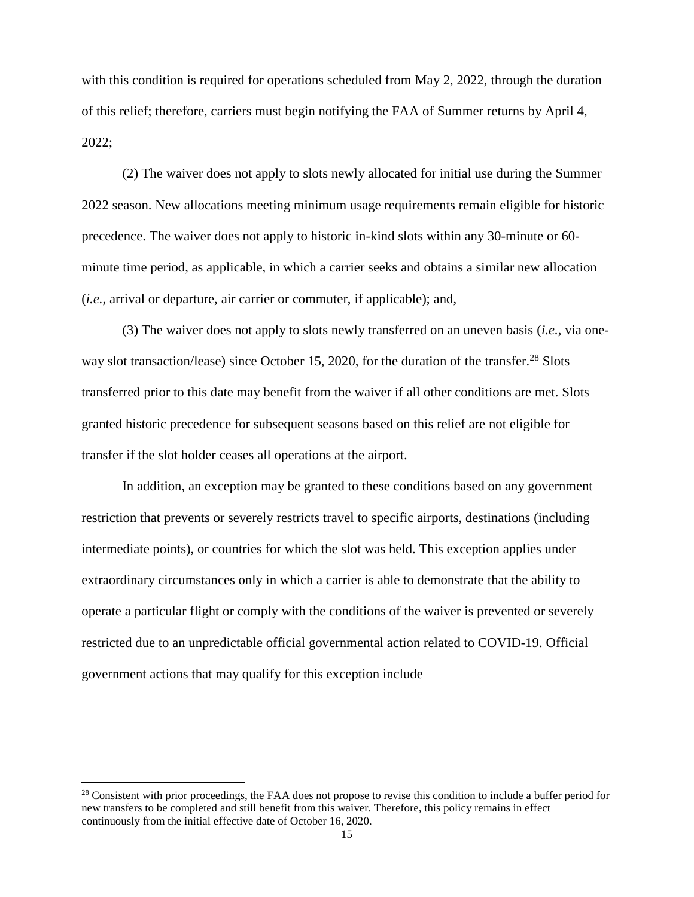with this condition is required for operations scheduled from May 2, 2022, through the duration of this relief; therefore, carriers must begin notifying the FAA of Summer returns by April 4, 2022;

(2) The waiver does not apply to slots newly allocated for initial use during the Summer 2022 season. New allocations meeting minimum usage requirements remain eligible for historic precedence. The waiver does not apply to historic in-kind slots within any 30-minute or 60-minute time period, as applicable, in which a carrier seeks and obtains a similar new allocation (*i.e.*, arrival or departure, air carrier or commuter, if applicable); and,

(3) The waiver does not apply to slots newly transferred on an uneven basis (*i.e.*, via one-way slot transaction/lease) since October 15, 2020, for the duration of the transfer.[28] Slots transferred prior to this date may benefit from the waiver if all other conditions are met. Slots granted historic precedence for subsequent seasons based on this relief are not eligible for transfer if the slot holder ceases all operations at the airport.

In addition, an exception may be granted to these conditions based on any government restriction that prevents or severely restricts travel to specific airports, destinations (including intermediate points), or countries for which the slot was held. This exception applies under extraordinary circumstances only in which a carrier is able to demonstrate that the ability to operate a particular flight or comply with the conditions of the waiver is prevented or severely restricted due to an unpredictable official governmental action related to COVID-19. Official government actions that may qualify for this exception include—

---

[28] Consistent with prior proceedings, the FAA does not propose to revise this condition to include a buffer period for new transfers to be completed and still benefit from this waiver. Therefore, this policy remains in effect continuously from the initial effective date of October 16, 2020.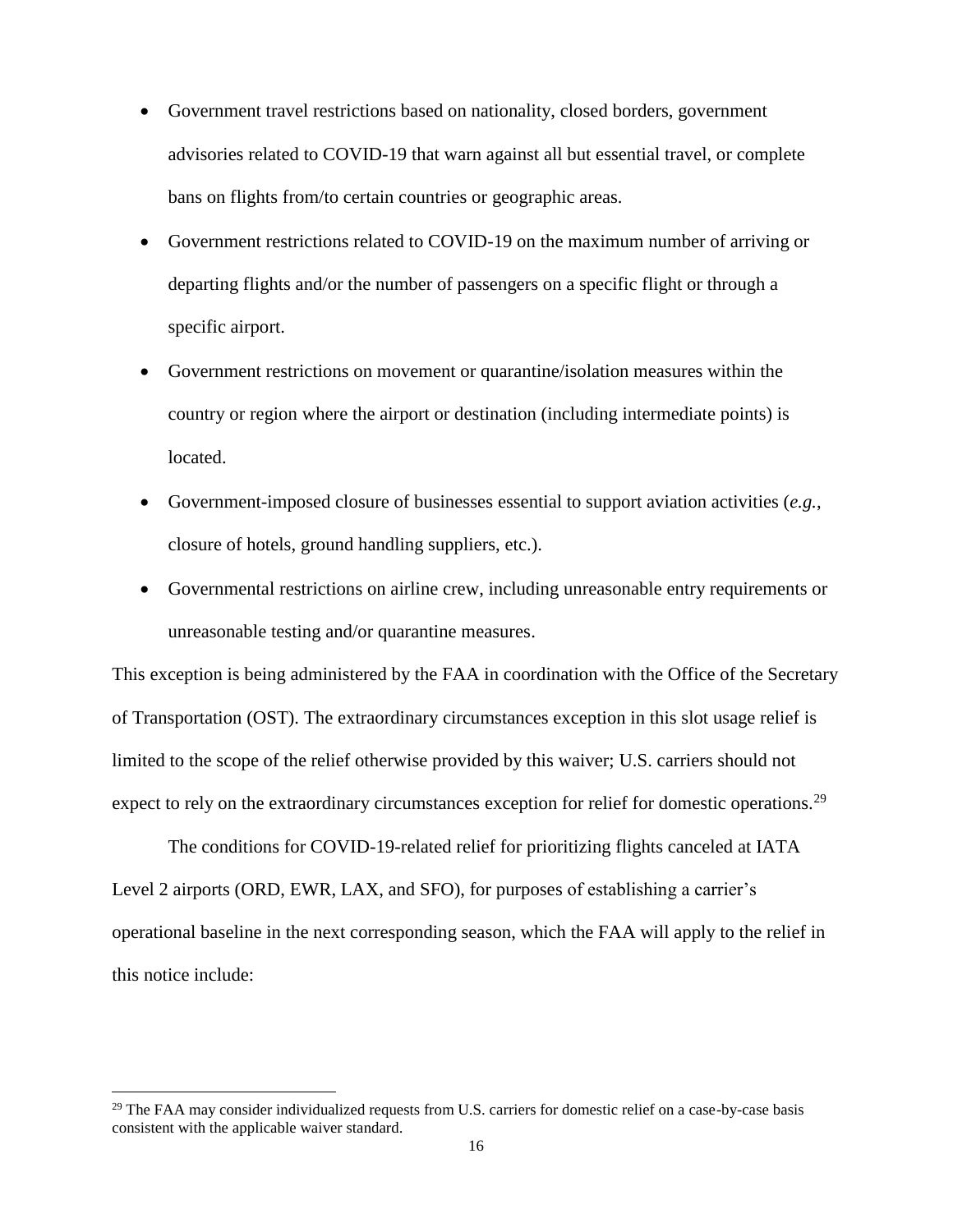- Government travel restrictions based on nationality, closed borders, government advisories related to COVID-19 that warn against all but essential travel, or complete bans on flights from/to certain countries or geographic areas.
- Government restrictions related to COVID-19 on the maximum number of arriving or departing flights and/or the number of passengers on a specific flight or through a specific airport.
- Government restrictions on movement or quarantine/isolation measures within the country or region where the airport or destination (including intermediate points) is located.
- Government-imposed closure of businesses essential to support aviation activities (*e.g.*, closure of hotels, ground handling suppliers, etc.).
- Governmental restrictions on airline crew, including unreasonable entry requirements or unreasonable testing and/or quarantine measures.

This exception is being administered by the FAA in coordination with the Office of the Secretary of Transportation (OST). The extraordinary circumstances exception in this slot usage relief is limited to the scope of the relief otherwise provided by this waiver; U.S. carriers should not expect to rely on the extraordinary circumstances exception for relief for domestic operations.[29]

The conditions for COVID-19-related relief for prioritizing flights canceled at IATA Level 2 airports (ORD, EWR, LAX, and SFO), for purposes of establishing a carrier's operational baseline in the next corresponding season, which the FAA will apply to the relief in this notice include:

[29] The FAA may consider individualized requests from U.S. carriers for domestic relief on a case-by-case basis consistent with the applicable waiver standard.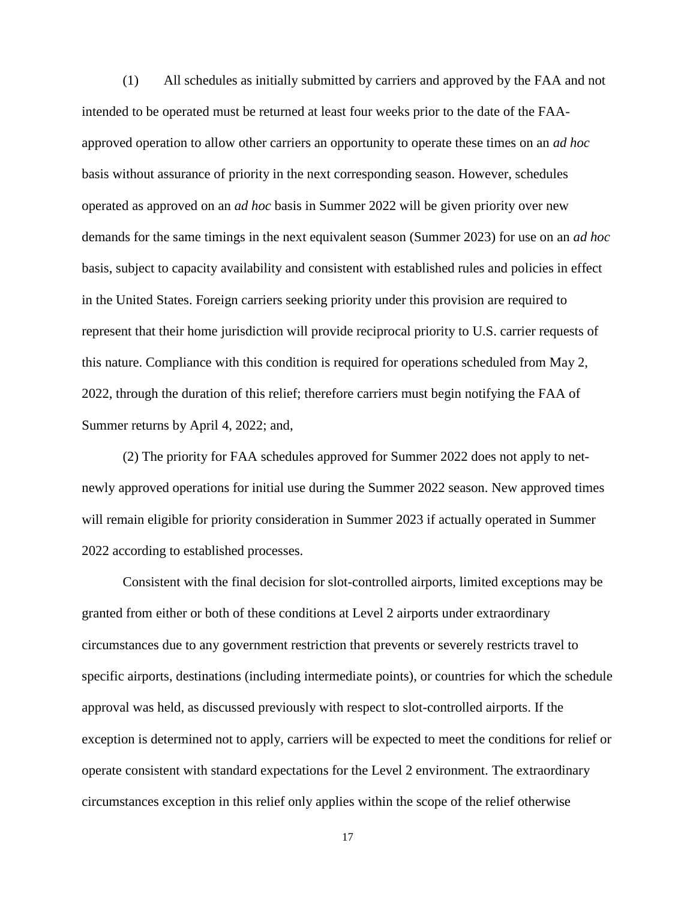(1) All schedules as initially submitted by carriers and approved by the FAA and not intended to be operated must be returned at least four weeks prior to the date of the FAA-approved operation to allow other carriers an opportunity to operate these times on an *ad hoc* basis without assurance of priority in the next corresponding season. However, schedules operated as approved on an *ad hoc* basis in Summer 2022 will be given priority over new demands for the same timings in the next equivalent season (Summer 2023) for use on an *ad hoc* basis, subject to capacity availability and consistent with established rules and policies in effect in the United States. Foreign carriers seeking priority under this provision are required to represent that their home jurisdiction will provide reciprocal priority to U.S. carrier requests of this nature. Compliance with this condition is required for operations scheduled from May 2, 2022, through the duration of this relief; therefore carriers must begin notifying the FAA of Summer returns by April 4, 2022; and,

(2) The priority for FAA schedules approved for Summer 2022 does not apply to net-newly approved operations for initial use during the Summer 2022 season. New approved times will remain eligible for priority consideration in Summer 2023 if actually operated in Summer 2022 according to established processes.

Consistent with the final decision for slot-controlled airports, limited exceptions may be granted from either or both of these conditions at Level 2 airports under extraordinary circumstances due to any government restriction that prevents or severely restricts travel to specific airports, destinations (including intermediate points), or countries for which the schedule approval was held, as discussed previously with respect to slot-controlled airports. If the exception is determined not to apply, carriers will be expected to meet the conditions for relief or operate consistent with standard expectations for the Level 2 environment. The extraordinary circumstances exception in this relief only applies within the scope of the relief otherwise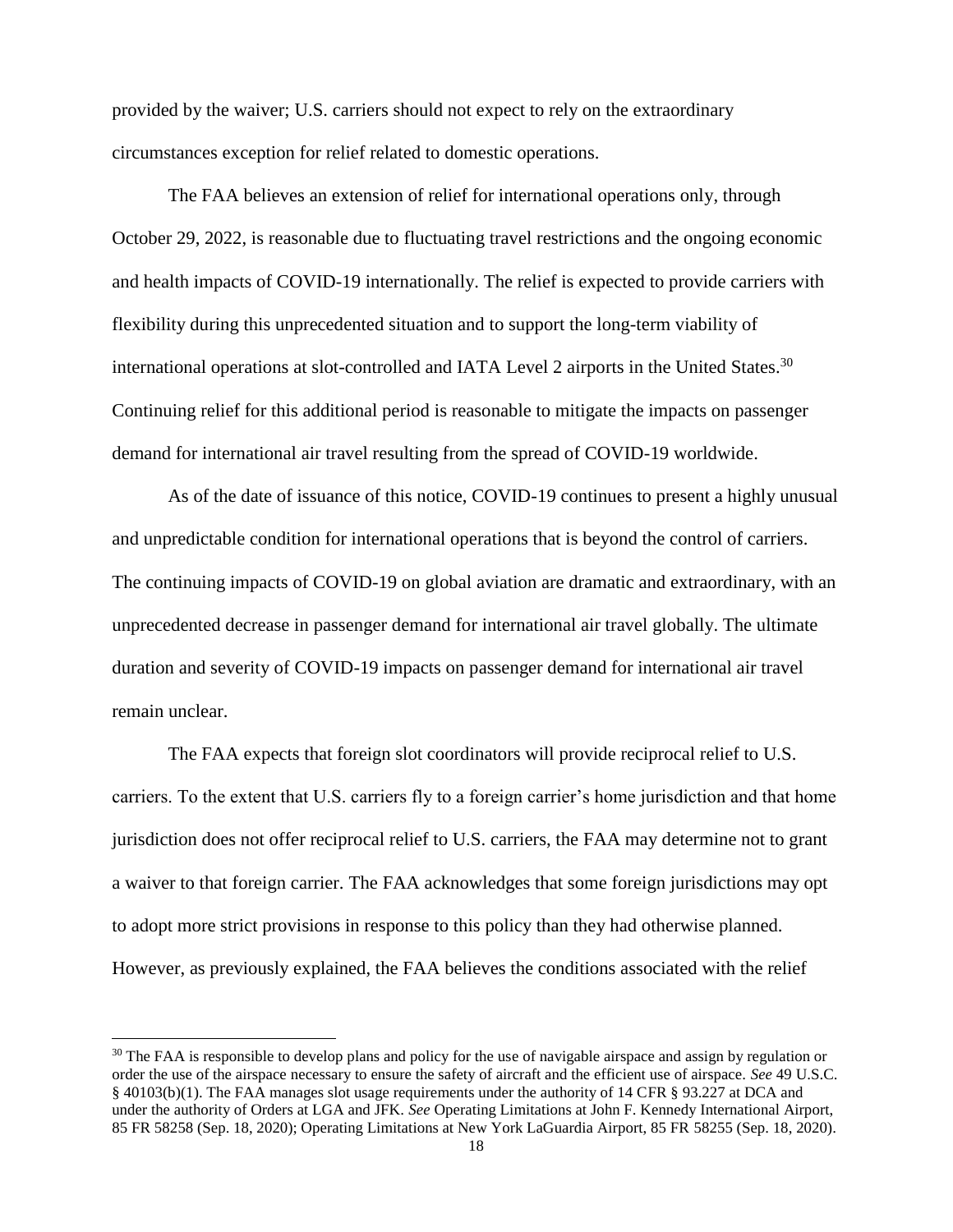provided by the waiver; U.S. carriers should not expect to rely on the extraordinary circumstances exception for relief related to domestic operations.

The FAA believes an extension of relief for international operations only, through October 29, 2022, is reasonable due to fluctuating travel restrictions and the ongoing economic and health impacts of COVID-19 internationally. The relief is expected to provide carriers with flexibility during this unprecedented situation and to support the long-term viability of international operations at slot-controlled and IATA Level 2 airports in the United States.[30] Continuing relief for this additional period is reasonable to mitigate the impacts on passenger demand for international air travel resulting from the spread of COVID-19 worldwide.

As of the date of issuance of this notice, COVID-19 continues to present a highly unusual and unpredictable condition for international operations that is beyond the control of carriers. The continuing impacts of COVID-19 on global aviation are dramatic and extraordinary, with an unprecedented decrease in passenger demand for international air travel globally. The ultimate duration and severity of COVID-19 impacts on passenger demand for international air travel remain unclear.

The FAA expects that foreign slot coordinators will provide reciprocal relief to U.S. carriers. To the extent that U.S. carriers fly to a foreign carrier's home jurisdiction and that home jurisdiction does not offer reciprocal relief to U.S. carriers, the FAA may determine not to grant a waiver to that foreign carrier. The FAA acknowledges that some foreign jurisdictions may opt to adopt more strict provisions in response to this policy than they had otherwise planned. However, as previously explained, the FAA believes the conditions associated with the relief

---

[30] The FAA is responsible to develop plans and policy for the use of navigable airspace and assign by regulation or order the use of the airspace necessary to ensure the safety of aircraft and the efficient use of airspace. *See* 49 U.S.C. § 40103(b)(1). The FAA manages slot usage requirements under the authority of 14 CFR § 93.227 at DCA and under the authority of Orders at LGA and JFK. *See* Operating Limitations at John F. Kennedy International Airport, 85 FR 58258 (Sep. 18, 2020); Operating Limitations at New York LaGuardia Airport, 85 FR 58255 (Sep. 18, 2020).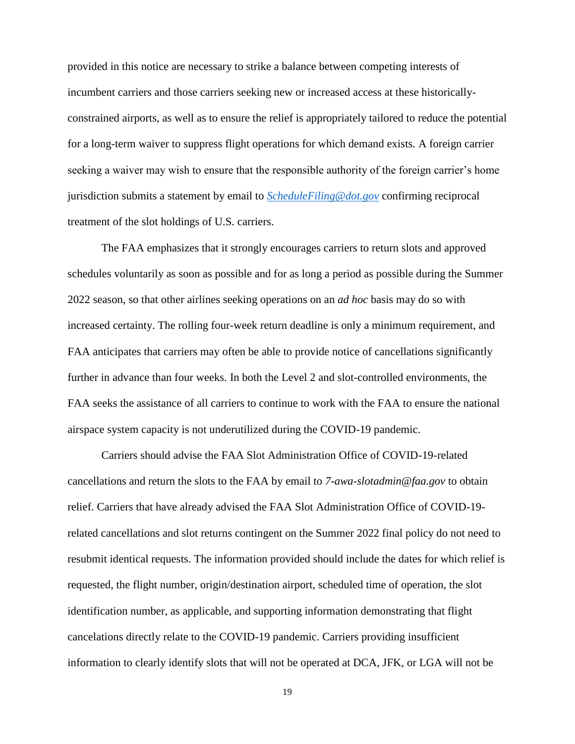provided in this notice are necessary to strike a balance between competing interests of incumbent carriers and those carriers seeking new or increased access at these historically-constrained airports, as well as to ensure the relief is appropriately tailored to reduce the potential for a long-term waiver to suppress flight operations for which demand exists. A foreign carrier seeking a waiver may wish to ensure that the responsible authority of the foreign carrier's home jurisdiction submits a statement by email to *ScheduleFiling@dot.gov* confirming reciprocal treatment of the slot holdings of U.S. carriers.

The FAA emphasizes that it strongly encourages carriers to return slots and approved schedules voluntarily as soon as possible and for as long a period as possible during the Summer 2022 season, so that other airlines seeking operations on an *ad hoc* basis may do so with increased certainty. The rolling four-week return deadline is only a minimum requirement, and FAA anticipates that carriers may often be able to provide notice of cancellations significantly further in advance than four weeks. In both the Level 2 and slot-controlled environments, the FAA seeks the assistance of all carriers to continue to work with the FAA to ensure the national airspace system capacity is not underutilized during the COVID-19 pandemic.

Carriers should advise the FAA Slot Administration Office of COVID-19-related cancellations and return the slots to the FAA by email to *7-awa-slotadmin@faa.gov* to obtain relief. Carriers that have already advised the FAA Slot Administration Office of COVID-19-related cancellations and slot returns contingent on the Summer 2022 final policy do not need to resubmit identical requests. The information provided should include the dates for which relief is requested, the flight number, origin/destination airport, scheduled time of operation, the slot identification number, as applicable, and supporting information demonstrating that flight cancelations directly relate to the COVID-19 pandemic. Carriers providing insufficient information to clearly identify slots that will not be operated at DCA, JFK, or LGA will not be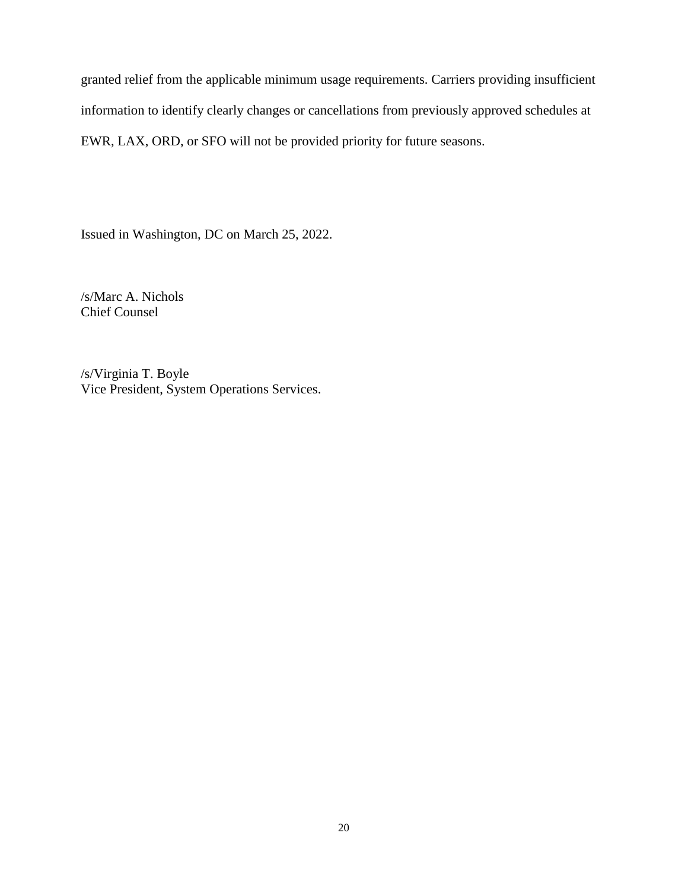granted relief from the applicable minimum usage requirements. Carriers providing insufficient information to identify clearly changes or cancellations from previously approved schedules at EWR, LAX, ORD, or SFO will not be provided priority for future seasons.

Issued in Washington, DC on March 25, 2022.

/s/Marc A. Nichols
Chief Counsel

/s/Virginia T. Boyle
Vice President, System Operations Services.